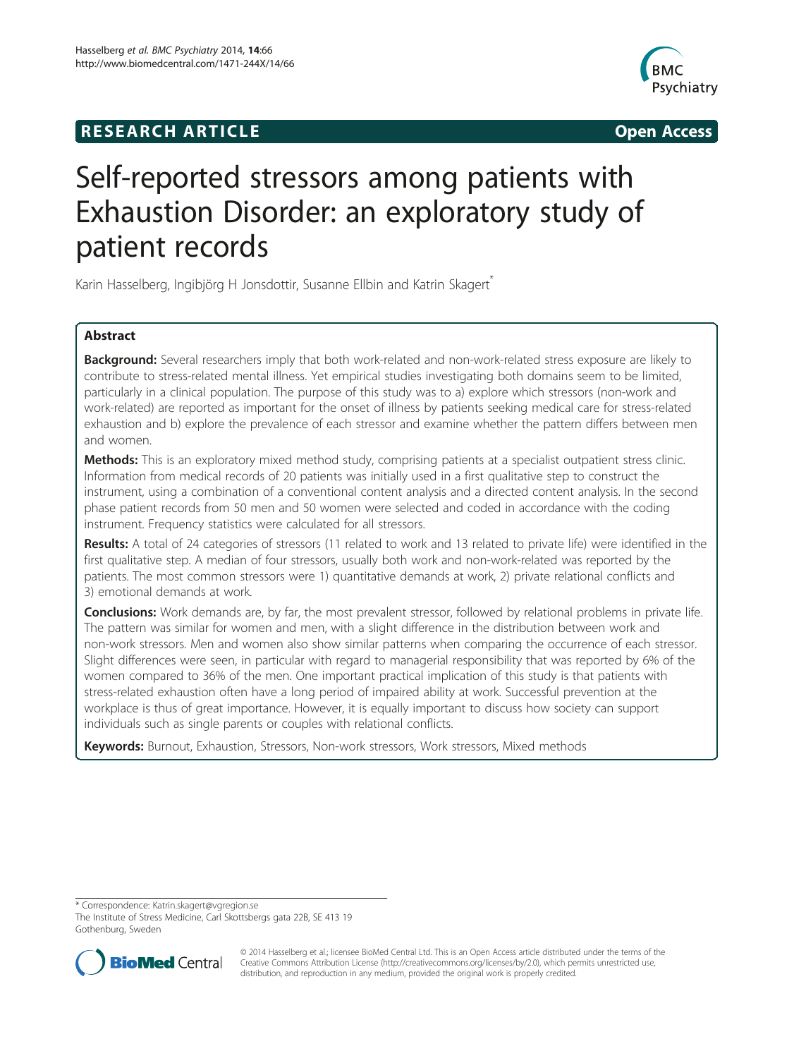RESEARCH ARTICLE Open Access

# Self-reported stressors among patients with Exhaustion Disorder: an exploratory study of patient records

Karin Hasselberg, Ingibjörg H Jonsdottir, Susanne Ellbin and Katrin Skagert*

## Abstract

**Background:** Several researchers imply that both work-related and non-work-related stress exposure are likely to contribute to stress-related mental illness. Yet empirical studies investigating both domains seem to be limited, particularly in a clinical population. The purpose of this study was to a) explore which stressors (non-work and work-related) are reported as important for the onset of illness by patients seeking medical care for stress-related exhaustion and b) explore the prevalence of each stressor and examine whether the pattern differs between men and women.

**Methods:** This is an exploratory mixed method study, comprising patients at a specialist outpatient stress clinic. Information from medical records of 20 patients was initially used in a first qualitative step to construct the instrument, using a combination of a conventional content analysis and a directed content analysis. In the second phase patient records from 50 men and 50 women were selected and coded in accordance with the coding instrument. Frequency statistics were calculated for all stressors.

**Results:** A total of 24 categories of stressors (11 related to work and 13 related to private life) were identified in the first qualitative step. A median of four stressors, usually both work and non-work-related was reported by the patients. The most common stressors were 1) quantitative demands at work, 2) private relational conflicts and 3) emotional demands at work.

**Conclusions:** Work demands are, by far, the most prevalent stressor, followed by relational problems in private life. The pattern was similar for women and men, with a slight difference in the distribution between work and non-work stressors. Men and women also show similar patterns when comparing the occurrence of each stressor. Slight differences were seen, in particular with regard to managerial responsibility that was reported by 6% of the women compared to 36% of the men. One important practical implication of this study is that patients with stress-related exhaustion often have a long period of impaired ability at work. Successful prevention at the workplace is thus of great importance. However, it is equally important to discuss how society can support individuals such as single parents or couples with relational conflicts.

**Keywords:** Burnout, Exhaustion, Stressors, Non-work stressors, Work stressors, Mixed methods

---

* Correspondence: Katrin.skagert@vgregion.se
The Institute of Stress Medicine, Carl Skottsbergs gata 22B, SE 413 19 Gothenburg, Sweden

© 2014 Hasselberg et al.; licensee BioMed Central Ltd. This is an Open Access article distributed under the terms of the Creative Commons Attribution License (http://creativecommons.org/licenses/by/2.0), which permits unrestricted use, distribution, and reproduction in any medium, provided the original work is properly credited.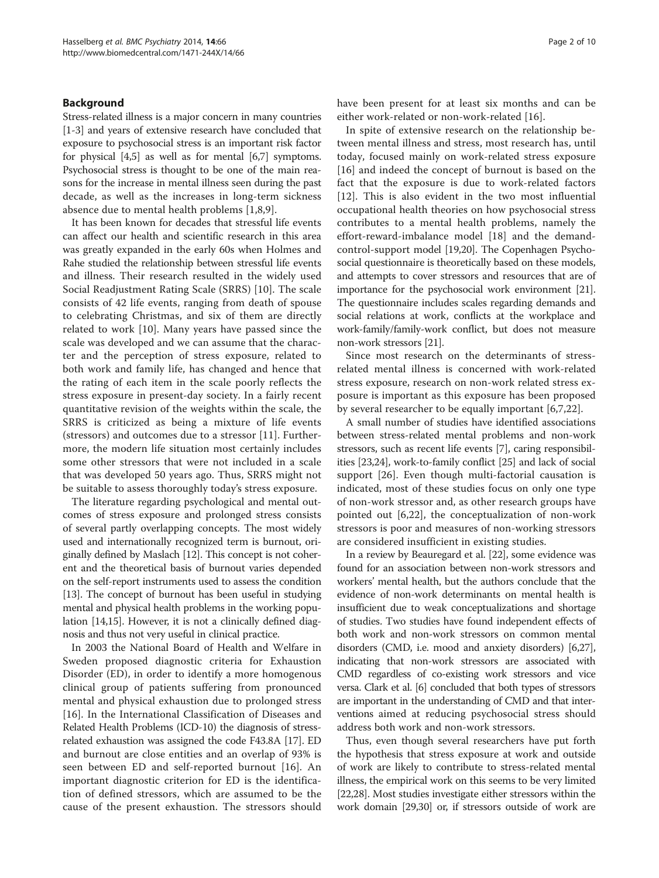## Background

Stress-related illness is a major concern in many countries [1-3] and years of extensive research have concluded that exposure to psychosocial stress is an important risk factor for physical [4,5] as well as for mental [6,7] symptoms. Psychosocial stress is thought to be one of the main reasons for the increase in mental illness seen during the past decade, as well as the increases in long-term sickness absence due to mental health problems [1,8,9].

It has been known for decades that stressful life events can affect our health and scientific research in this area was greatly expanded in the early 60s when Holmes and Rahe studied the relationship between stressful life events and illness. Their research resulted in the widely used Social Readjustment Rating Scale (SRRS) [10]. The scale consists of 42 life events, ranging from death of spouse to celebrating Christmas, and six of them are directly related to work [10]. Many years have passed since the scale was developed and we can assume that the character and the perception of stress exposure, related to both work and family life, has changed and hence that the rating of each item in the scale poorly reflects the stress exposure in present-day society. In a fairly recent quantitative revision of the weights within the scale, the SRRS is criticized as being a mixture of life events (stressors) and outcomes due to a stressor [11]. Furthermore, the modern life situation most certainly includes some other stressors that were not included in a scale that was developed 50 years ago. Thus, SRRS might not be suitable to assess thoroughly today's stress exposure.

The literature regarding psychological and mental outcomes of stress exposure and prolonged stress consists of several partly overlapping concepts. The most widely used and internationally recognized term is burnout, originally defined by Maslach [12]. This concept is not coherent and the theoretical basis of burnout varies depended on the self-report instruments used to assess the condition [13]. The concept of burnout has been useful in studying mental and physical health problems in the working population [14,15]. However, it is not a clinically defined diagnosis and thus not very useful in clinical practice.

In 2003 the National Board of Health and Welfare in Sweden proposed diagnostic criteria for Exhaustion Disorder (ED), in order to identify a more homogenous clinical group of patients suffering from pronounced mental and physical exhaustion due to prolonged stress [16]. In the International Classification of Diseases and Related Health Problems (ICD-10) the diagnosis of stress-related exhaustion was assigned the code F43.8A [17]. ED and burnout are close entities and an overlap of 93% is seen between ED and self-reported burnout [16]. An important diagnostic criterion for ED is the identification of defined stressors, which are assumed to be the cause of the present exhaustion. The stressors should have been present for at least six months and can be either work-related or non-work-related [16].

In spite of extensive research on the relationship between mental illness and stress, most research has, until today, focused mainly on work-related stress exposure [16] and indeed the concept of burnout is based on the fact that the exposure is due to work-related factors [12]. This is also evident in the two most influential occupational health theories on how psychosocial stress contributes to a mental health problems, namely the effort-reward-imbalance model [18] and the demand-control-support model [19,20]. The Copenhagen Psychosocial questionnaire is theoretically based on these models, and attempts to cover stressors and resources that are of importance for the psychosocial work environment [21]. The questionnaire includes scales regarding demands and social relations at work, conflicts at the workplace and work-family/family-work conflict, but does not measure non-work stressors [21].

Since most research on the determinants of stress-related mental illness is concerned with work-related stress exposure, research on non-work related stress exposure is important as this exposure has been proposed by several researcher to be equally important [6,7,22].

A small number of studies have identified associations between stress-related mental problems and non-work stressors, such as recent life events [7], caring responsibilities [23,24], work-to-family conflict [25] and lack of social support [26]. Even though multi-factorial causation is indicated, most of these studies focus on only one type of non-work stressor and, as other research groups have pointed out [6,22], the conceptualization of non-work stressors is poor and measures of non-working stressors are considered insufficient in existing studies.

In a review by Beauregard et al. [22], some evidence was found for an association between non-work stressors and workers' mental health, but the authors conclude that the evidence of non-work determinants on mental health is insufficient due to weak conceptualizations and shortage of studies. Two studies have found independent effects of both work and non-work stressors on common mental disorders (CMD, i.e. mood and anxiety disorders) [6,27], indicating that non-work stressors are associated with CMD regardless of co-existing work stressors and vice versa. Clark et al. [6] concluded that both types of stressors are important in the understanding of CMD and that interventions aimed at reducing psychosocial stress should address both work and non-work stressors.

Thus, even though several researchers have put forth the hypothesis that stress exposure at work and outside of work are likely to contribute to stress-related mental illness, the empirical work on this seems to be very limited [22,28]. Most studies investigate either stressors within the work domain [29,30] or, if stressors outside of work are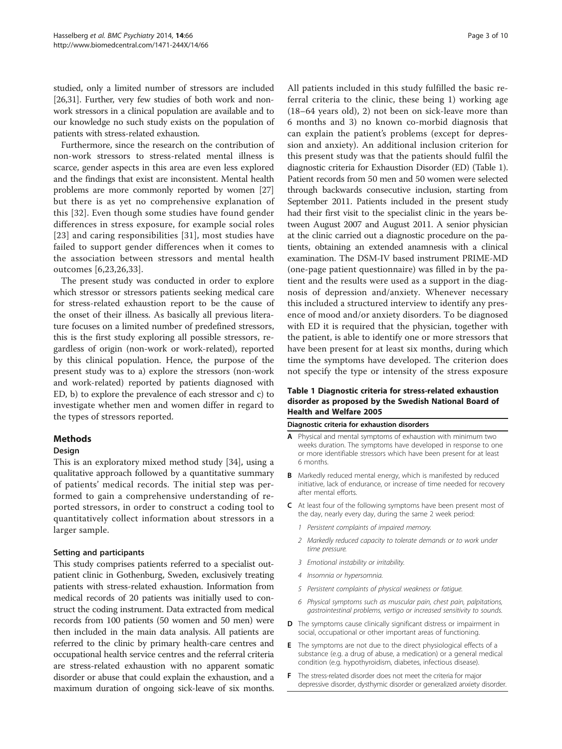studied, only a limited number of stressors are included [26,31]. Further, very few studies of both work and non-work stressors in a clinical population are available and to our knowledge no such study exists on the population of patients with stress-related exhaustion.

Furthermore, since the research on the contribution of non-work stressors to stress-related mental illness is scarce, gender aspects in this area are even less explored and the findings that exist are inconsistent. Mental health problems are more commonly reported by women [27] but there is as yet no comprehensive explanation of this [32]. Even though some studies have found gender differences in stress exposure, for example social roles [23] and caring responsibilities [31], most studies have failed to support gender differences when it comes to the association between stressors and mental health outcomes [6,23,26,33].

The present study was conducted in order to explore which stressor or stressors patients seeking medical care for stress-related exhaustion report to be the cause of the onset of their illness. As basically all previous literature focuses on a limited number of predefined stressors, this is the first study exploring all possible stressors, regardless of origin (non-work or work-related), reported by this clinical population. Hence, the purpose of the present study was to a) explore the stressors (non-work and work-related) reported by patients diagnosed with ED, b) to explore the prevalence of each stressor and c) to investigate whether men and women differ in regard to the types of stressors reported.

## Methods

### Design

This is an exploratory mixed method study [34], using a qualitative approach followed by a quantitative summary of patients' medical records. The initial step was performed to gain a comprehensive understanding of reported stressors, in order to construct a coding tool to quantitatively collect information about stressors in a larger sample.

### Setting and participants

This study comprises patients referred to a specialist outpatient clinic in Gothenburg, Sweden, exclusively treating patients with stress-related exhaustion. Information from medical records of 20 patients was initially used to construct the coding instrument. Data extracted from medical records from 100 patients (50 women and 50 men) were then included in the main data analysis. All patients are referred to the clinic by primary health-care centres and occupational health service centres and the referral criteria are stress-related exhaustion with no apparent somatic disorder or abuse that could explain the exhaustion, and a maximum duration of ongoing sick-leave of six months. All patients included in this study fulfilled the basic referral criteria to the clinic, these being 1) working age (18–64 years old), 2) not been on sick-leave more than 6 months and 3) no known co-morbid diagnosis that can explain the patient's problems (except for depression and anxiety). An additional inclusion criterion for this present study was that the patients should fulfil the diagnostic criteria for Exhaustion Disorder (ED) (Table 1). Patient records from 50 men and 50 women were selected through backwards consecutive inclusion, starting from September 2011. Patients included in the present study had their first visit to the specialist clinic in the years between August 2007 and August 2011. A senior physician at the clinic carried out a diagnostic procedure on the patients, obtaining an extended anamnesis with a clinical examination. The DSM-IV based instrument PRIME-MD (one-page patient questionnaire) was filled in by the patient and the results were used as a support in the diagnosis of depression and/anxiety. Whenever necessary this included a structured interview to identify any presence of mood and/or anxiety disorders. To be diagnosed with ED it is required that the physician, together with the patient, is able to identify one or more stressors that have been present for at least six months, during which time the symptoms have developed. The criterion does not specify the type or intensity of the stress exposure

**Table 1 Diagnostic criteria for stress-related exhaustion disorder as proposed by the Swedish National Board of Health and Welfare 2005**

| Diagnostic criteria for exhaustion disorders | |
|---|---|
| **A** | Physical and mental symptoms of exhaustion with minimum two weeks duration. The symptoms have developed in response to one or more identifiable stressors which have been present for at least 6 months. |
| **B** | Markedly reduced mental energy, which is manifested by reduced initiative, lack of endurance, or increase of time needed for recovery after mental efforts. |
| **C** | At least four of the following symptoms have been present most of the day, nearly every day, during the same 2 week period: |
| | *1 Persistent complaints of impaired memory.* |
| | *2 Markedly reduced capacity to tolerate demands or to work under time pressure.* |
| | *3 Emotional instability or irritability.* |
| | *4 Insomnia or hypersomnia.* |
| | *5 Persistent complaints of physical weakness or fatigue.* |
| | *6 Physical symptoms such as muscular pain, chest pain, palpitations, gastrointestinal problems, vertigo or increased sensitivity to sounds.* |
| **D** | The symptoms cause clinically significant distress or impairment in social, occupational or other important areas of functioning. |
| **E** | The symptoms are not due to the direct physiological effects of a substance (e.g. a drug of abuse, a medication) or a general medical condition (e.g. hypothyroidism, diabetes, infectious disease). |
| **F** | The stress-related disorder does not meet the criteria for major depressive disorder, dysthymic disorder or generalized anxiety disorder. |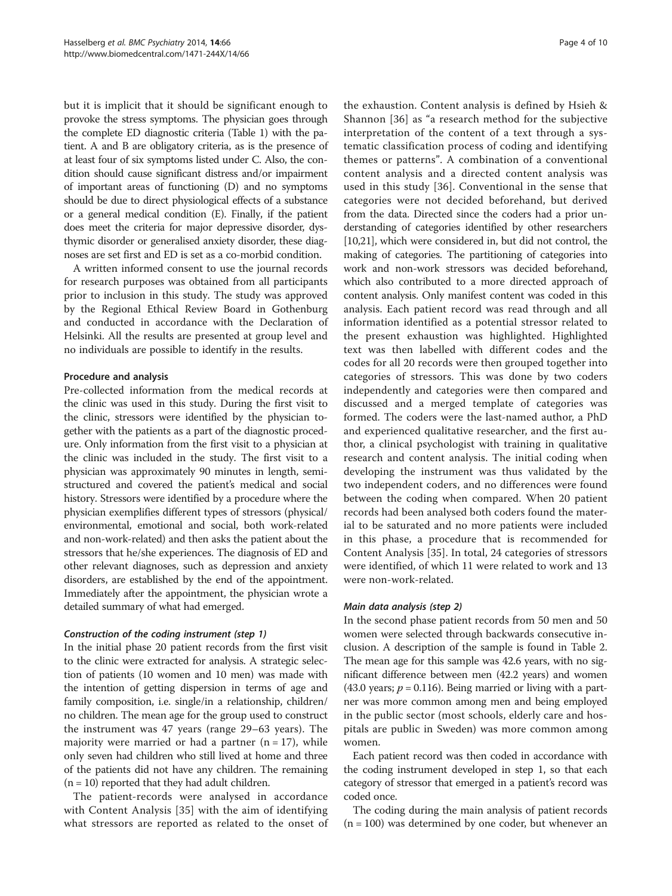but it is implicit that it should be significant enough to provoke the stress symptoms. The physician goes through the complete ED diagnostic criteria (Table 1) with the patient. A and B are obligatory criteria, as is the presence of at least four of six symptoms listed under C. Also, the condition should cause significant distress and/or impairment of important areas of functioning (D) and no symptoms should be due to direct physiological effects of a substance or a general medical condition (E). Finally, if the patient does meet the criteria for major depressive disorder, dysthymic disorder or generalised anxiety disorder, these diagnoses are set first and ED is set as a co-morbid condition.

A written informed consent to use the journal records for research purposes was obtained from all participants prior to inclusion in this study. The study was approved by the Regional Ethical Review Board in Gothenburg and conducted in accordance with the Declaration of Helsinki. All the results are presented at group level and no individuals are possible to identify in the results.

#### Procedure and analysis

Pre-collected information from the medical records at the clinic was used in this study. During the first visit to the clinic, stressors were identified by the physician together with the patients as a part of the diagnostic procedure. Only information from the first visit to a physician at the clinic was included in the study. The first visit to a physician was approximately 90 minutes in length, semi-structured and covered the patient's medical and social history. Stressors were identified by a procedure where the physician exemplifies different types of stressors (physical/environmental, emotional and social, both work-related and non-work-related) and then asks the patient about the stressors that he/she experiences. The diagnosis of ED and other relevant diagnoses, such as depression and anxiety disorders, are established by the end of the appointment. Immediately after the appointment, the physician wrote a detailed summary of what had emerged.

##### *Construction of the coding instrument (step 1)*

In the initial phase 20 patient records from the first visit to the clinic were extracted for analysis. A strategic selection of patients (10 women and 10 men) was made with the intention of getting dispersion in terms of age and family composition, i.e. single/in a relationship, children/no children. The mean age for the group used to construct the instrument was 47 years (range 29–63 years). The majority were married or had a partner (n = 17), while only seven had children who still lived at home and three of the patients did not have any children. The remaining (n = 10) reported that they had adult children.

The patient-records were analysed in accordance with Content Analysis [35] with the aim of identifying what stressors are reported as related to the onset of the exhaustion. Content analysis is defined by Hsieh & Shannon [36] as "a research method for the subjective interpretation of the content of a text through a systematic classification process of coding and identifying themes or patterns". A combination of a conventional content analysis and a directed content analysis was used in this study [36]. Conventional in the sense that categories were not decided beforehand, but derived from the data. Directed since the coders had a prior understanding of categories identified by other researchers [10,21], which were considered in, but did not control, the making of categories. The partitioning of categories into work and non-work stressors was decided beforehand, which also contributed to a more directed approach of content analysis. Only manifest content was coded in this analysis. Each patient record was read through and all information identified as a potential stressor related to the present exhaustion was highlighted. Highlighted text was then labelled with different codes and the codes for all 20 records were then grouped together into categories of stressors. This was done by two coders independently and categories were then compared and discussed and a merged template of categories was formed. The coders were the last-named author, a PhD and experienced qualitative researcher, and the first author, a clinical psychologist with training in qualitative research and content analysis. The initial coding when developing the instrument was thus validated by the two independent coders, and no differences were found between the coding when compared. When 20 patient records had been analysed both coders found the material to be saturated and no more patients were included in this phase, a procedure that is recommended for Content Analysis [35]. In total, 24 categories of stressors were identified, of which 11 were related to work and 13 were non-work-related.

##### *Main data analysis (step 2)*

In the second phase patient records from 50 men and 50 women were selected through backwards consecutive inclusion. A description of the sample is found in Table 2. The mean age for this sample was 42.6 years, with no significant difference between men (42.2 years) and women (43.0 years; $p = 0.116$). Being married or living with a partner was more common among men and being employed in the public sector (most schools, elderly care and hospitals are public in Sweden) was more common among women.

Each patient record was then coded in accordance with the coding instrument developed in step 1, so that each category of stressor that emerged in a patient's record was coded once.

The coding during the main analysis of patient records (n = 100) was determined by one coder, but whenever an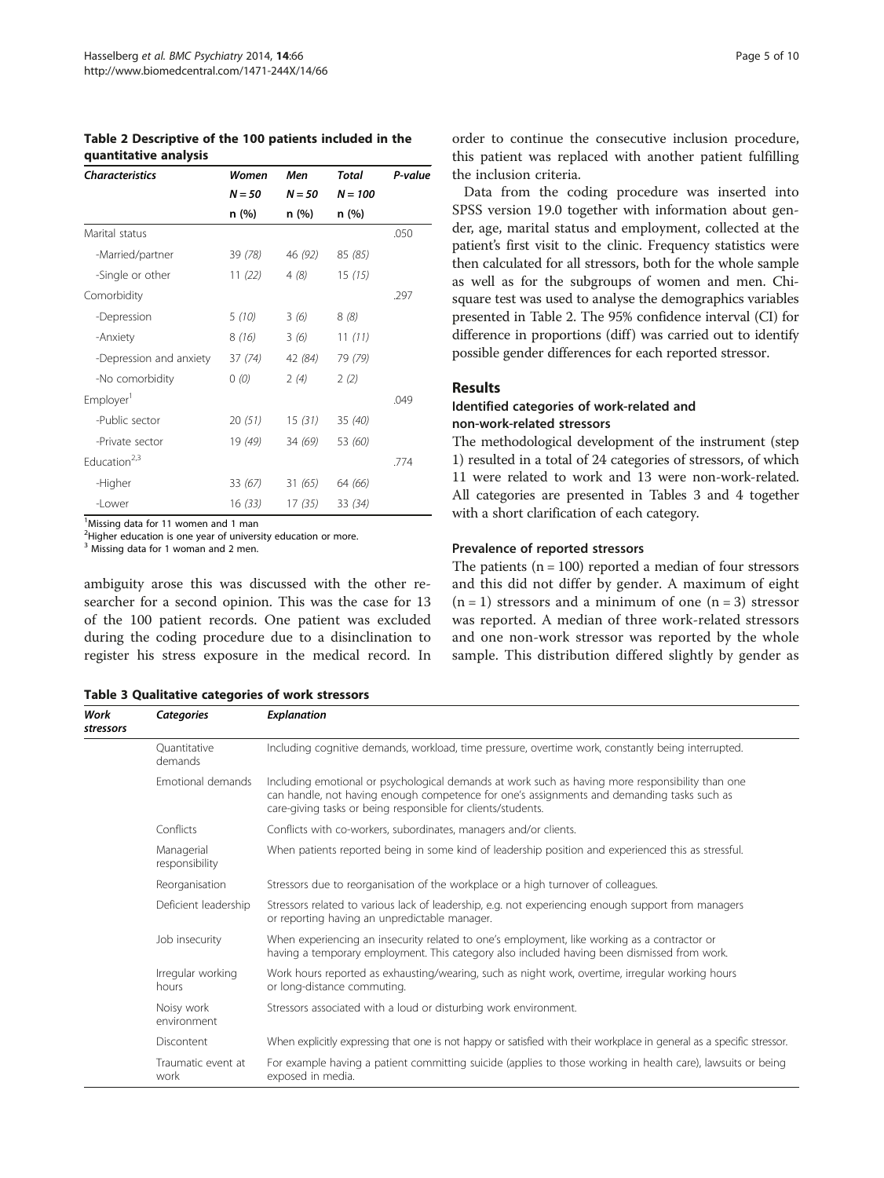**Table 2 Descriptive of the 100 patients included in the quantitative analysis**

| *Characteristics* | *Women* | *Men* | *Total* | *P-value* |
|---|---|---|---|---|
| | *N = 50* | *N = 50* | *N = 100* | |
| | n (%) | n (%) | n (%) | |
| Marital status | | | | .050 |
| -Married/partner | 39 *(78)* | 46 *(92)* | 85 *(85)* | |
| -Single or other | 11 *(22)* | 4 *(8)* | 15 *(15)* | |
| Comorbidity | | | | .297 |
| -Depression | 5 *(10)* | 3 *(6)* | 8 *(8)* | |
| -Anxiety | 8 *(16)* | 3 *(6)* | 11 *(11)* | |
| -Depression and anxiety | 37 *(74)* | 42 *(84)* | 79 *(79)* | |
| -No comorbidity | 0 *(0)* | 2 *(4)* | 2 *(2)* | |
| Employer[1] | | | | .049 |
| -Public sector | 20 *(51)* | 15 *(31)* | 35 *(40)* | |
| -Private sector | 19 *(49)* | 34 *(69)* | 53 *(60)* | |
| Education[2,3] | | | | .774 |
| -Higher | 33 *(67)* | 31 *(65)* | 64 *(66)* | |
| -Lower | 16 *(33)* | 17 *(35)* | 33 *(34)* | |

[1]Missing data for 11 women and 1 man
[2]Higher education is one year of university education or more.
[3] Missing data for 1 woman and 2 men.

ambiguity arose this was discussed with the other researcher for a second opinion. This was the case for 13 of the 100 patient records. One patient was excluded during the coding procedure due to a disinclination to register his stress exposure in the medical record. In order to continue the consecutive inclusion procedure, this patient was replaced with another patient fulfilling the inclusion criteria.

Data from the coding procedure was inserted into SPSS version 19.0 together with information about gender, age, marital status and employment, collected at the patient's first visit to the clinic. Frequency statistics were then calculated for all stressors, both for the whole sample as well as for the subgroups of women and men. Chi-square test was used to analyse the demographics variables presented in Table 2. The 95% confidence interval (CI) for difference in proportions (diff) was carried out to identify possible gender differences for each reported stressor.

## Results

### Identified categories of work-related and non-work-related stressors

The methodological development of the instrument (step 1) resulted in a total of 24 categories of stressors, of which 11 were related to work and 13 were non-work-related. All categories are presented in Tables 3 and 4 together with a short clarification of each category.

### Prevalence of reported stressors

The patients (n = 100) reported a median of four stressors and this did not differ by gender. A maximum of eight (n = 1) stressors and a minimum of one (n = 3) stressor was reported. A median of three work-related stressors and one non-work stressor was reported by the whole sample. This distribution differed slightly by gender as

**Table 3 Qualitative categories of work stressors**

| *Work stressors* | *Categories* | *Explanation* |
|---|---|---|
| | Quantitative demands | Including cognitive demands, workload, time pressure, overtime work, constantly being interrupted. |
| | Emotional demands | Including emotional or psychological demands at work such as having more responsibility than one can handle, not having enough competence for one's assignments and demanding tasks such as care-giving tasks or being responsible for clients/students. |
| | Conflicts | Conflicts with co-workers, subordinates, managers and/or clients. |
| | Managerial responsibility | When patients reported being in some kind of leadership position and experienced this as stressful. |
| | Reorganisation | Stressors due to reorganisation of the workplace or a high turnover of colleagues. |
| | Deficient leadership | Stressors related to various lack of leadership, e.g. not experiencing enough support from managers or reporting having an unpredictable manager. |
| | Job insecurity | When experiencing an insecurity related to one's employment, like working as a contractor or having a temporary employment. This category also included having been dismissed from work. |
| | Irregular working hours | Work hours reported as exhausting/wearing, such as night work, overtime, irregular working hours or long-distance commuting. |
| | Noisy work environment | Stressors associated with a loud or disturbing work environment. |
| | Discontent | When explicitly expressing that one is not happy or satisfied with their workplace in general as a specific stressor. |
| | Traumatic event at work | For example having a patient committing suicide (applies to those working in health care), lawsuits or being exposed in media. |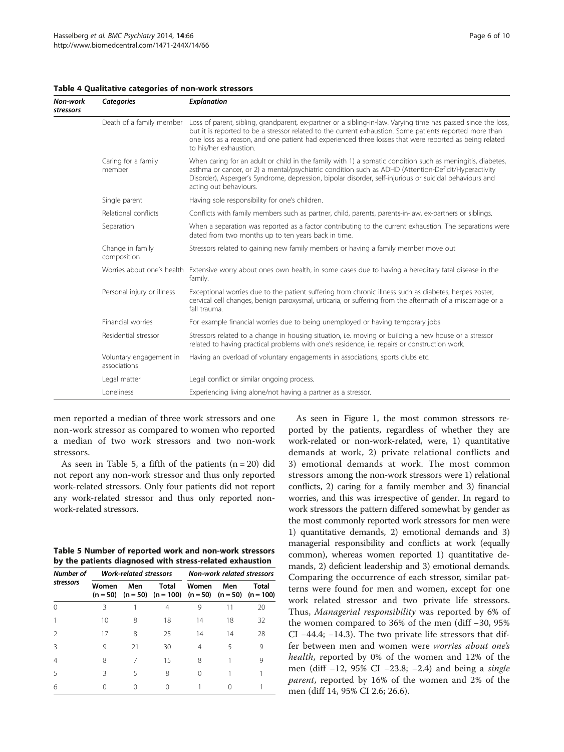**Table 4 Qualitative categories of non-work stressors**

| Non-work stressors | Categories | Explanation |
|---|---|---|
| | Death of a family member | Loss of parent, sibling, grandparent, ex-partner or a sibling-in-law. Varying time has passed since the loss, but it is reported to be a stressor related to the current exhaustion. Some patients reported more than one loss as a reason, and one patient had experienced three losses that were reported as being related to his/her exhaustion. |
| | Caring for a family member | When caring for an adult or child in the family with 1) a somatic condition such as meningitis, diabetes, asthma or cancer, or 2) a mental/psychiatric condition such as ADHD (Attention-Deficit/Hyperactivity Disorder), Asperger's Syndrome, depression, bipolar disorder, self-injurious or suicidal behaviours and acting out behaviours. |
| | Single parent | Having sole responsibility for one's children. |
| | Relational conflicts | Conflicts with family members such as partner, child, parents, parents-in-law, ex-partners or siblings. |
| | Separation | When a separation was reported as a factor contributing to the current exhaustion. The separations were dated from two months up to ten years back in time. |
| | Change in family composition | Stressors related to gaining new family members or having a family member move out |
| | Worries about one's health | Extensive worry about ones own health, in some cases due to having a hereditary fatal disease in the family. |
| | Personal injury or illness | Exceptional worries due to the patient suffering from chronic illness such as diabetes, herpes zoster, cervical cell changes, benign paroxysmal, urticaria, or suffering from the aftermath of a miscarriage or a fall trauma. |
| | Financial worries | For example financial worries due to being unemployed or having temporary jobs |
| | Residential stressor | Stressors related to a change in housing situation, i.e. moving or building a new house or a stressor related to having practical problems with one's residence, i.e. repairs or construction work. |
| | Voluntary engagement in associations | Having an overload of voluntary engagements in associations, sports clubs etc. |
| | Legal matter | Legal conflict or similar ongoing process. |
| | Loneliness | Experiencing living alone/not having a partner as a stressor. |

men reported a median of three work stressors and one non-work stressor as compared to women who reported a median of two work stressors and two non-work stressors.

As seen in Table 5, a fifth of the patients (n = 20) did not report any non-work stressor and thus only reported work-related stressors. Only four patients did not report any work-related stressor and thus only reported non-work-related stressors.

**Table 5 Number of reported work and non-work stressors by the patients diagnosed with stress-related exhaustion**

| Number of stressors | Work-related stressors | | | Non-work related stressors | | |
|---|---|---|---|---|---|---|
| | Women (n = 50) | Men (n = 50) | Total (n = 100) | Women (n = 50) | Men (n = 50) | Total (n = 100) |
| 0 | 3 | 1 | 4 | 9 | 11 | 20 |
| 1 | 10 | 8 | 18 | 14 | 18 | 32 |
| 2 | 17 | 8 | 25 | 14 | 14 | 28 |
| 3 | 9 | 21 | 30 | 4 | 5 | 9 |
| 4 | 8 | 7 | 15 | 8 | 1 | 9 |
| 5 | 3 | 5 | 8 | 0 | 1 | 1 |
| 6 | 0 | 0 | 0 | 1 | 0 | 1 |

As seen in Figure 1, the most common stressors reported by the patients, regardless of whether they are work-related or non-work-related, were, 1) quantitative demands at work, 2) private relational conflicts and 3) emotional demands at work. The most common stressors among the non-work stressors were 1) relational conflicts, 2) caring for a family member and 3) financial worries, and this was irrespective of gender. In regard to work stressors the pattern differed somewhat by gender as the most commonly reported work stressors for men were 1) quantitative demands, 2) emotional demands and 3) managerial responsibility and conflicts at work (equally common), whereas women reported 1) quantitative demands, 2) deficient leadership and 3) emotional demands. Comparing the occurrence of each stressor, similar patterns were found for men and women, except for one work related stressor and two private life stressors. Thus, *Managerial responsibility* was reported by 6% of the women compared to 36% of the men (diff −30, 95% CI −44.4; −14.3). The two private life stressors that differ between men and women were *worries about one's health*, reported by 0% of the women and 12% of the men (diff −12, 95% CI −23.8; −2.4) and being a *single parent*, reported by 16% of the women and 2% of the men (diff 14, 95% CI 2.6; 26.6).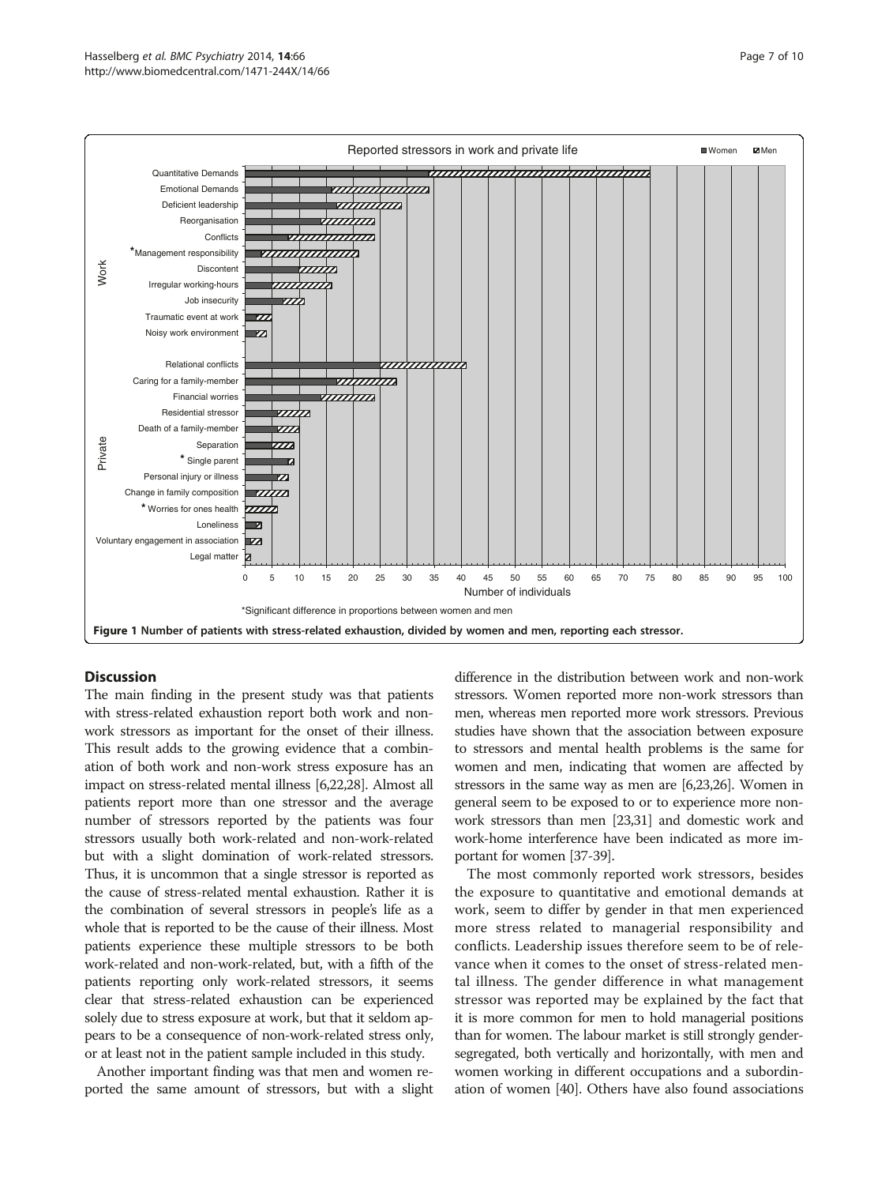Figure 1 Number of patients with stress-related exhaustion, divided by women and men, reporting each stressor.

*Significant difference in proportions between women and men

## Discussion

The main finding in the present study was that patients with stress-related exhaustion report both work and non-work stressors as important for the onset of their illness. This result adds to the growing evidence that a combination of both work and non-work stress exposure has an impact on stress-related mental illness [6,22,28]. Almost all patients report more than one stressor and the average number of stressors reported by the patients was four stressors usually both work-related and non-work-related but with a slight domination of work-related stressors. Thus, it is uncommon that a single stressor is reported as the cause of stress-related mental exhaustion. Rather it is the combination of several stressors in people's life as a whole that is reported to be the cause of their illness. Most patients experience these multiple stressors to be both work-related and non-work-related, but, with a fifth of the patients reporting only work-related stressors, it seems clear that stress-related exhaustion can be experienced solely due to stress exposure at work, but that it seldom appears to be a consequence of non-work-related stress only, or at least not in the patient sample included in this study.

Another important finding was that men and women reported the same amount of stressors, but with a slight difference in the distribution between work and non-work stressors. Women reported more non-work stressors than men, whereas men reported more work stressors. Previous studies have shown that the association between exposure to stressors and mental health problems is the same for women and men, indicating that women are affected by stressors in the same way as men are [6,23,26]. Women in general seem to be exposed to or to experience more non-work stressors than men [23,31] and domestic work and work-home interference have been indicated as more important for women [37-39].

The most commonly reported work stressors, besides the exposure to quantitative and emotional demands at work, seem to differ by gender in that men experienced more stress related to managerial responsibility and conflicts. Leadership issues therefore seem to be of relevance when it comes to the onset of stress-related mental illness. The gender difference in what management stressor was reported may be explained by the fact that it is more common for men to hold managerial positions than for women. The labour market is still strongly gender-segregated, both vertically and horizontally, with men and women working in different occupations and a subordination of women [40]. Others have also found associations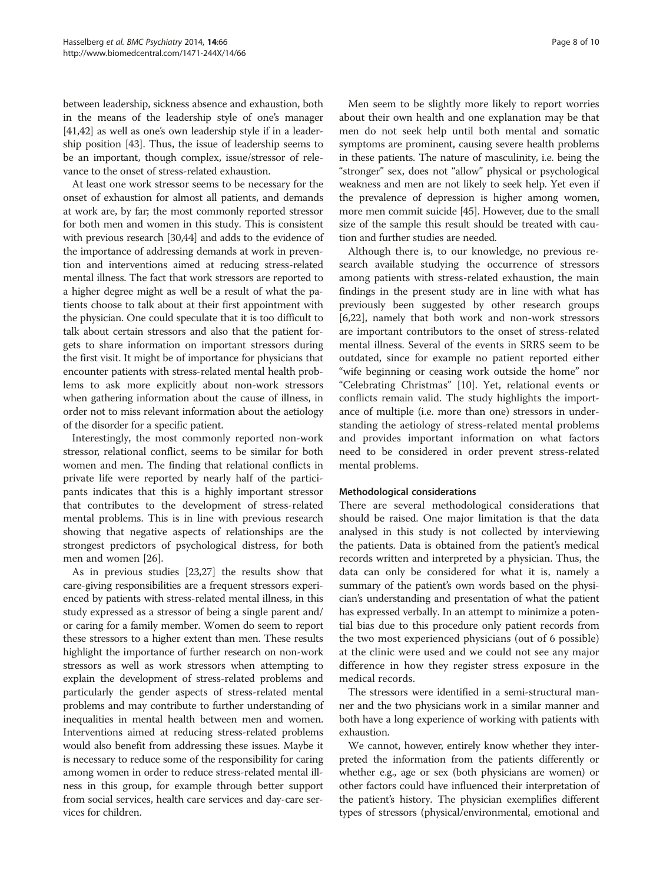between leadership, sickness absence and exhaustion, both in the means of the leadership style of one's manager [41,42] as well as one's own leadership style if in a leadership position [43]. Thus, the issue of leadership seems to be an important, though complex, issue/stressor of relevance to the onset of stress-related exhaustion.

At least one work stressor seems to be necessary for the onset of exhaustion for almost all patients, and demands at work are, by far; the most commonly reported stressor for both men and women in this study. This is consistent with previous research [30,44] and adds to the evidence of the importance of addressing demands at work in prevention and interventions aimed at reducing stress-related mental illness. The fact that work stressors are reported to a higher degree might as well be a result of what the patients choose to talk about at their first appointment with the physician. One could speculate that it is too difficult to talk about certain stressors and also that the patient forgets to share information on important stressors during the first visit. It might be of importance for physicians that encounter patients with stress-related mental health problems to ask more explicitly about non-work stressors when gathering information about the cause of illness, in order not to miss relevant information about the aetiology of the disorder for a specific patient.

Interestingly, the most commonly reported non-work stressor, relational conflict, seems to be similar for both women and men. The finding that relational conflicts in private life were reported by nearly half of the participants indicates that this is a highly important stressor that contributes to the development of stress-related mental problems. This is in line with previous research showing that negative aspects of relationships are the strongest predictors of psychological distress, for both men and women [26].

As in previous studies [23,27] the results show that care-giving responsibilities are a frequent stressors experienced by patients with stress-related mental illness, in this study expressed as a stressor of being a single parent and/or caring for a family member. Women do seem to report these stressors to a higher extent than men. These results highlight the importance of further research on non-work stressors as well as work stressors when attempting to explain the development of stress-related problems and particularly the gender aspects of stress-related mental problems and may contribute to further understanding of inequalities in mental health between men and women. Interventions aimed at reducing stress-related problems would also benefit from addressing these issues. Maybe it is necessary to reduce some of the responsibility for caring among women in order to reduce stress-related mental illness in this group, for example through better support from social services, health care services and day-care services for children.

Men seem to be slightly more likely to report worries about their own health and one explanation may be that men do not seek help until both mental and somatic symptoms are prominent, causing severe health problems in these patients. The nature of masculinity, i.e. being the "stronger" sex, does not "allow" physical or psychological weakness and men are not likely to seek help. Yet even if the prevalence of depression is higher among women, more men commit suicide [45]. However, due to the small size of the sample this result should be treated with caution and further studies are needed.

Although there is, to our knowledge, no previous research available studying the occurrence of stressors among patients with stress-related exhaustion, the main findings in the present study are in line with what has previously been suggested by other research groups [6,22], namely that both work and non-work stressors are important contributors to the onset of stress-related mental illness. Several of the events in SRRS seem to be outdated, since for example no patient reported either "wife beginning or ceasing work outside the home" nor "Celebrating Christmas" [10]. Yet, relational events or conflicts remain valid. The study highlights the importance of multiple (i.e. more than one) stressors in understanding the aetiology of stress-related mental problems and provides important information on what factors need to be considered in order prevent stress-related mental problems.

### Methodological considerations

There are several methodological considerations that should be raised. One major limitation is that the data analysed in this study is not collected by interviewing the patients. Data is obtained from the patient's medical records written and interpreted by a physician. Thus, the data can only be considered for what it is, namely a summary of the patient's own words based on the physician's understanding and presentation of what the patient has expressed verbally. In an attempt to minimize a potential bias due to this procedure only patient records from the two most experienced physicians (out of 6 possible) at the clinic were used and we could not see any major difference in how they register stress exposure in the medical records.

The stressors were identified in a semi-structural manner and the two physicians work in a similar manner and both have a long experience of working with patients with exhaustion.

We cannot, however, entirely know whether they interpreted the information from the patients differently or whether e.g., age or sex (both physicians are women) or other factors could have influenced their interpretation of the patient's history. The physician exemplifies different types of stressors (physical/environmental, emotional and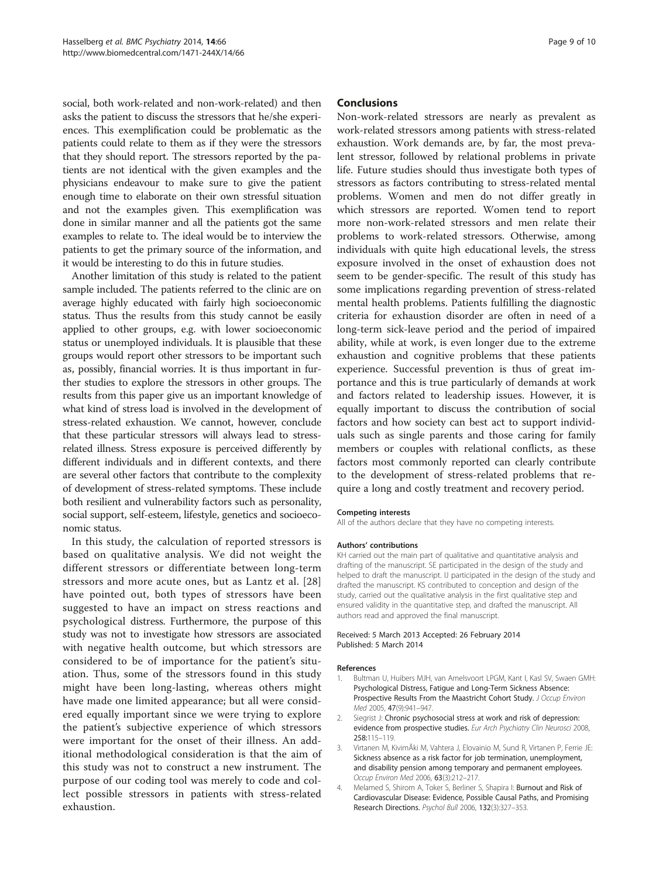social, both work-related and non-work-related) and then asks the patient to discuss the stressors that he/she experiences. This exemplification could be problematic as the patients could relate to them as if they were the stressors that they should report. The stressors reported by the patients are not identical with the given examples and the physicians endeavour to make sure to give the patient enough time to elaborate on their own stressful situation and not the examples given. This exemplification was done in similar manner and all the patients got the same examples to relate to. The ideal would be to interview the patients to get the primary source of the information, and it would be interesting to do this in future studies.

Another limitation of this study is related to the patient sample included. The patients referred to the clinic are on average highly educated with fairly high socioeconomic status. Thus the results from this study cannot be easily applied to other groups, e.g. with lower socioeconomic status or unemployed individuals. It is plausible that these groups would report other stressors to be important such as, possibly, financial worries. It is thus important in further studies to explore the stressors in other groups. The results from this paper give us an important knowledge of what kind of stress load is involved in the development of stress-related exhaustion. We cannot, however, conclude that these particular stressors will always lead to stress-related illness. Stress exposure is perceived differently by different individuals and in different contexts, and there are several other factors that contribute to the complexity of development of stress-related symptoms. These include both resilient and vulnerability factors such as personality, social support, self-esteem, lifestyle, genetics and socioeconomic status.

In this study, the calculation of reported stressors is based on qualitative analysis. We did not weight the different stressors or differentiate between long-term stressors and more acute ones, but as Lantz et al. [28] have pointed out, both types of stressors have been suggested to have an impact on stress reactions and psychological distress. Furthermore, the purpose of this study was not to investigate how stressors are associated with negative health outcome, but which stressors are considered to be of importance for the patient's situation. Thus, some of the stressors found in this study might have been long-lasting, whereas others might have made one limited appearance; but all were considered equally important since we were trying to explore the patient's subjective experience of which stressors were important for the onset of their illness. An additional methodological consideration is that the aim of this study was not to construct a new instrument. The purpose of our coding tool was merely to code and collect possible stressors in patients with stress-related exhaustion.

## Conclusions

Non-work-related stressors are nearly as prevalent as work-related stressors among patients with stress-related exhaustion. Work demands are, by far, the most prevalent stressor, followed by relational problems in private life. Future studies should thus investigate both types of stressors as factors contributing to stress-related mental problems. Women and men do not differ greatly in which stressors are reported. Women tend to report more non-work-related stressors and men relate their problems to work-related stressors. Otherwise, among individuals with quite high educational levels, the stress exposure involved in the onset of exhaustion does not seem to be gender-specific. The result of this study has some implications regarding prevention of stress-related mental health problems. Patients fulfilling the diagnostic criteria for exhaustion disorder are often in need of a long-term sick-leave period and the period of impaired ability, while at work, is even longer due to the extreme exhaustion and cognitive problems that these patients experience. Successful prevention is thus of great importance and this is true particularly of demands at work and factors related to leadership issues. However, it is equally important to discuss the contribution of social factors and how society can best act to support individuals such as single parents and those caring for family members or couples with relational conflicts, as these factors most commonly reported can clearly contribute to the development of stress-related problems that require a long and costly treatment and recovery period.

#### Competing interests

All of the authors declare that they have no competing interests.

#### Authors' contributions

KH carried out the main part of qualitative and quantitative analysis and drafting of the manuscript. SE participated in the design of the study and helped to draft the manuscript. IJ participated in the design of the study and drafted the manuscript. KS contributed to conception and design of the study, carried out the qualitative analysis in the first qualitative step and ensured validity in the quantitative step, and drafted the manuscript. All authors read and approved the final manuscript.

Received: 5 March 2013 Accepted: 26 February 2014
Published: 5 March 2014

#### References

1. Bultman U, Huibers MJH, van Amelsvoort LPGM, Kant I, Kasl SV, Swaen GMH: **Psychological Distress, Fatigue and Long-Term Sickness Absence: Prospective Results From the Maastricht Cohort Study.** *J Occup Environ Med* 2005, **47**(9):941–947.
2. Siegrist J: **Chronic psychosocial stress at work and risk of depression: evidence from prospective studies.** *Eur Arch Psychiatry Clin Neurosci* 2008, **258**:115–119.
3. Virtanen M, KivimÃki M, Vahtera J, Elovainio M, Sund R, Virtanen P, Ferrie JE: **Sickness absence as a risk factor for job termination, unemployment, and disability pension among temporary and permanent employees.** *Occup Environ Med* 2006, **63**(3):212–217.
4. Melamed S, Shirom A, Toker S, Berliner S, Shapira I: **Burnout and Risk of Cardiovascular Disease: Evidence, Possible Causal Paths, and Promising Research Directions.** *Psychol Bull* 2006, **132**(3):327–353.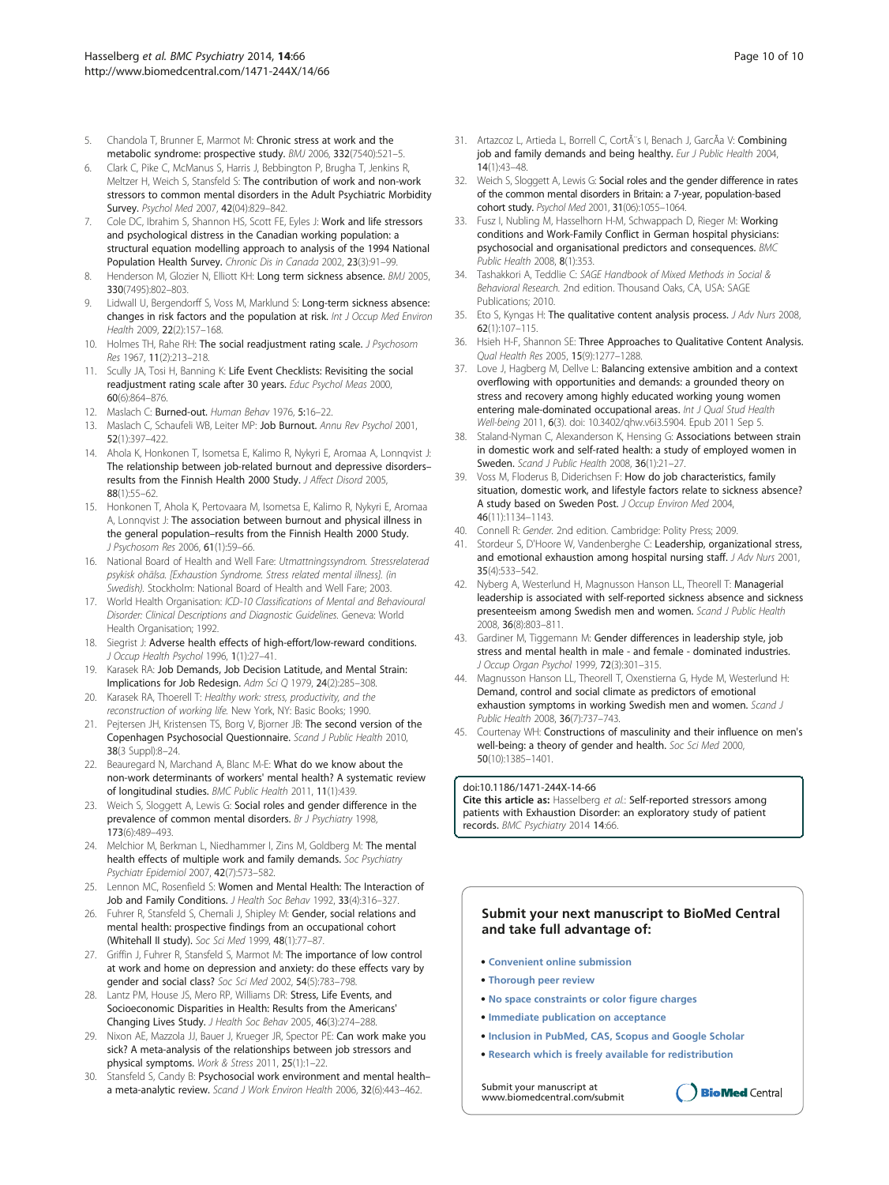5. Chandola T, Brunner E, Marmot M: **Chronic stress at work and the metabolic syndrome: prospective study.** *BMJ* 2006, **332**(7540):521–5.
6. Clark C, Pike C, McManus S, Harris J, Bebbington P, Brugha T, Jenkins R, Meltzer H, Weich S, Stansfeld S: **The contribution of work and non-work stressors to common mental disorders in the Adult Psychiatric Morbidity Survey.** *Psychol Med* 2007, **42**(04):829–842.
7. Cole DC, Ibrahim S, Shannon HS, Scott FE, Eyles J: **Work and life stressors and psychological distress in the Canadian working population: a structural equation modelling approach to analysis of the 1994 National Population Health Survey.** *Chronic Dis in Canada* 2002, **23**(3):91–99.
8. Henderson M, Glozier N, Elliott KH: **Long term sickness absence.** *BMJ* 2005, **330**(7495):802–803.
9. Lidwall U, Bergendorff S, Voss M, Marklund S: **Long-term sickness absence: changes in risk factors and the population at risk.** *Int J Occup Med Environ Health* 2009, **22**(2):157–168.
10. Holmes TH, Rahe RH: **The social readjustment rating scale.** *J Psychosom Res* 1967, **11**(2):213–218.
11. Scully JA, Tosi H, Banning K: **Life Event Checklists: Revisiting the social readjustment rating scale after 30 years.** *Educ Psychol Meas* 2000, **60**(6):864–876.
12. Maslach C: **Burned-out.** *Human Behav* 1976, **5**:16–22.
13. Maslach C, Schaufeli WB, Leiter MP: **Job Burnout.** *Annu Rev Psychol* 2001, **52**(1):397–422.
14. Ahola K, Honkonen T, Isometsa E, Kalimo R, Nykyri E, Aromaa A, Lonnqvist J: **The relationship between job-related burnout and depressive disorders–results from the Finnish Health 2000 Study.** *J Affect Disord* 2005, **88**(1):55–62.
15. Honkonen T, Ahola K, Pertovaara M, Isometsa E, Kalimo R, Nykyri E, Aromaa A, Lonnqvist J: **The association between burnout and physical illness in the general population–results from the Finnish Health 2000 Study.** *J Psychosom Res* 2006, **61**(1):59–66.
16. National Board of Health and Well Fare: *Utmattningssyndrom. Stressrelaterad psykisk ohälsa. [Exhaustion Syndrome. Stress related mental illness]. (in Swedish).* Stockholm: National Board of Health and Well Fare; 2003.
17. World Health Organisation: *ICD-10 Classifications of Mental and Behavioural Disorder: Clinical Descriptions and Diagnostic Guidelines.* Geneva: World Health Organisation; 1992.
18. Siegrist J: **Adverse health effects of high-effort/low-reward conditions.** *J Occup Health Psychol* 1996, **1**(1):27–41.
19. Karasek RA: **Job Demands, Job Decision Latitude, and Mental Strain: Implications for Job Redesign.** *Adm Sci Q* 1979, **24**(2):285–308.
20. Karasek RA, Thoerell T: *Healthy work: stress, productivity, and the reconstruction of working life.* New York, NY: Basic Books; 1990.
21. Pejtersen JH, Kristensen TS, Borg V, Bjorner JB: **The second version of the Copenhagen Psychosocial Questionnaire.** *Scand J Public Health* 2010, **38**(3 Suppl):8–24.
22. Beauregard N, Marchand A, Blanc M-E: **What do we know about the non-work determinants of workers' mental health? A systematic review of longitudinal studies.** *BMC Public Health* 2011, **11**(1):439.
23. Weich S, Sloggett A, Lewis G: **Social roles and gender difference in the prevalence of common mental disorders.** *Br J Psychiatry* 1998, **173**(6):489–493.
24. Melchior M, Berkman L, Niedhammer I, Zins M, Goldberg M: **The mental health effects of multiple work and family demands.** *Soc Psychiatry Psychiatr Epidemiol* 2007, **42**(7):573–582.
25. Lennon MC, Rosenfield S: **Women and Mental Health: The Interaction of Job and Family Conditions.** *J Health Soc Behav* 1992, **33**(4):316–327.
26. Fuhrer R, Stansfeld S, Chemali J, Shipley M: **Gender, social relations and mental health: prospective findings from an occupational cohort (Whitehall II study).** *Soc Sci Med* 1999, **48**(1):77–87.
27. Griffin J, Fuhrer R, Stansfeld S, Marmot M: **The importance of low control at work and home on depression and anxiety: do these effects vary by gender and social class?** *Soc Sci Med* 2002, **54**(5):783–798.
28. Lantz PM, House JS, Mero RP, Williams DR: **Stress, Life Events, and Socioeconomic Disparities in Health: Results from the Americans' Changing Lives Study.** *J Health Soc Behav* 2005, **46**(3):274–288.
29. Nixon AE, Mazzola JJ, Bauer J, Krueger JR, Spector PE: **Can work make you sick? A meta-analysis of the relationships between job stressors and physical symptoms.** *Work & Stress* 2011, **25**(1):1–22.
30. Stansfeld S, Candy B: **Psychosocial work environment and mental health–a meta-analytic review.** *Scand J Work Environ Health* 2006, **32**(6):443–462.
31. Artazcoz L, Artieda L, Borrell C, CortÃ¨s I, Benach J, GarcÃa V: **Combining job and family demands and being healthy.** *Eur J Public Health* 2004, **14**(1):43–48.
32. Weich S, Sloggett A, Lewis G: **Social roles and the gender difference in rates of the common mental disorders in Britain: a 7-year, population-based cohort study.** *Psychol Med* 2001, **31**(06):1055–1064.
33. Fusz I, Nubling M, Hasselhorn H-M, Schwappach D, Rieger M: **Working conditions and Work-Family Conflict in German hospital physicians: psychosocial and organisational predictors and consequences.** *BMC Public Health* 2008, **8**(1):353.
34. Tashakkori A, Teddlie C: *SAGE Handbook of Mixed Methods in Social & Behavioral Research.* 2nd edition. Thousand Oaks, CA, USA: SAGE Publications; 2010.
35. Eto S, Kyngas H: **The qualitative content analysis process.** *J Adv Nurs* 2008, **62**(1):107–115.
36. Hsieh H-F, Shannon SE: **Three Approaches to Qualitative Content Analysis.** *Qual Health Res* 2005, **15**(9):1277–1288.
37. Love J, Hagberg M, Dellve L: **Balancing extensive ambition and a context overflowing with opportunities and demands: a grounded theory on stress and recovery among highly educated working young women entering male-dominated occupational areas.** *Int J Qual Stud Health Well-being* 2011, **6**(3). doi: 10.3402/qhw.v6i3.5904. Epub 2011 Sep 5.
38. Staland-Nyman C, Alexanderson K, Hensing G: **Associations between strain in domestic work and self-rated health: a study of employed women in Sweden.** *Scand J Public Health* 2008, **36**(1):21–27.
39. Voss M, Floderus B, Diderichsen F: **How do job characteristics, family situation, domestic work, and lifestyle factors relate to sickness absence? A study based on Sweden Post.** *J Occup Environ Med* 2004, **46**(11):1134–1143.
40. Connell R: *Gender.* 2nd edition. Cambridge: Polity Press; 2009.
41. Stordeur S, D'Hoore W, Vandenberghe C: **Leadership, organizational stress, and emotional exhaustion among hospital nursing staff.** *J Adv Nurs* 2001, **35**(4):533–542.
42. Nyberg A, Westerlund H, Magnusson Hanson LL, Theorell T: **Managerial leadership is associated with self-reported sickness absence and sickness presenteeism among Swedish men and women.** *Scand J Public Health* 2008, **36**(8):803–811.
43. Gardiner M, Tiggemann M: **Gender differences in leadership style, job stress and mental health in male - and female - dominated industries.** *J Occup Organ Psychol* 1999, **72**(3):301–315.
44. Magnusson Hanson LL, Theorell T, Oxenstierna G, Hyde M, Westerlund H: **Demand, control and social climate as predictors of emotional exhaustion symptoms in working Swedish men and women.** *Scand J Public Health* 2008, **36**(7):737–743.
45. Courtenay WH: **Constructions of masculinity and their influence on men's well-being: a theory of gender and health.** *Soc Sci Med* 2000, **50**(10):1385–1401.

doi:10.1186/1471-244X-14-66

**Cite this article as:** Hasselberg *et al.*: Self-reported stressors among patients with Exhaustion Disorder: an exploratory study of patient records. *BMC Psychiatry* 2014 **14**:66.

**Submit your next manuscript to BioMed Central and take full advantage of:**

- **Convenient online submission**
- **Thorough peer review**
- **No space constraints or color figure charges**
- **Immediate publication on acceptance**
- **Inclusion in PubMed, CAS, Scopus and Google Scholar**
- **Research which is freely available for redistribution**

Submit your manuscript at www.biomedcentral.com/submit

BioMed Central